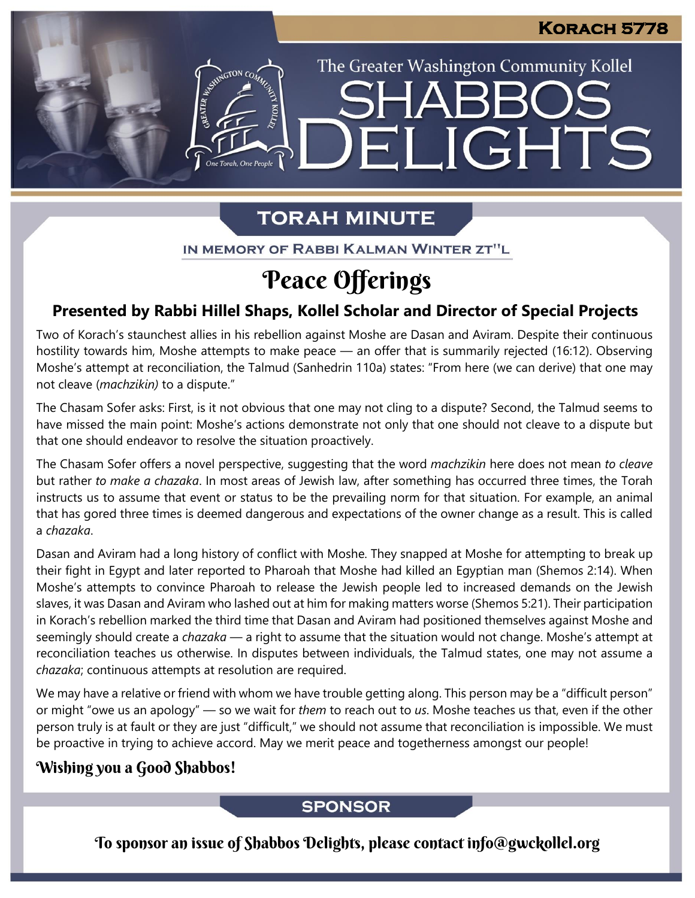**KORACH 5778**

The Greater Washington Community Kollel

# SHABBOS DELIGHTS

## TORAH MINUTE

IN MEMORY OF RABBI KALMAN WINTER ZT"L

# Peace Offerings

### Presented by Rabbi Hillel Shaps, Kollel Scholar and Director of Special Projects

Two of Korach's staunchest allies in his rebellion against Moshe are Dasan and Aviram. Despite their continuous hostility towards him, Moshe attempts to make peace — an offer that is summarily rejected (16:12). Observing Moshe's attempt at reconciliation, the Talmud (Sanhedrin 110a) states: "From here (we can derive) that one may not cleave (*machzikin)* to a dispute."

The Chasam Sofer asks: First, is it not obvious that one may not cling to a dispute? Second, the Talmud seems to have missed the main point: Moshe's actions demonstrate not only that one should not cleave to a dispute but that one should endeavor to resolve the situation proactively.

The Chasam Sofer offers a novel perspective, suggesting that the word *machzikin* here does not mean *to cleave* but rather *to make a chazaka*. In most areas of Jewish law, after something has occurred three times, the Torah instructs us to assume that event or status to be the prevailing norm for that situation. For example, an animal that has gored three times is deemed dangerous and expectations of the owner change as a result. This is called a *chazaka*.

Dasan and Aviram had a long history of conflict with Moshe. They snapped at Moshe for attempting to break up their fight in Egypt and later reported to Pharoah that Moshe had killed an Egyptian man (Shemos 2:14). When Moshe's attempts to convince Pharoah to release the Jewish people led to increased demands on the Jewish slaves, it was Dasan and Aviram who lashed out at him for making matters worse (Shemos 5:21). Their participation in Korach's rebellion marked the third time that Dasan and Aviram had positioned themselves against Moshe and seemingly should create a *chazaka* — a right to assume that the situation would not change. Moshe's attempt at reconciliation teaches us otherwise. In disputes between individuals, the Talmud states, one may not assume a *chazaka*; continuous attempts at resolution are required.

We may have a relative or friend with whom we have trouble getting along. This person may be a "difficult person" or might "owe us an apology" — so we wait for *them* to reach out to *us*. Moshe teaches us that, even if the other person truly is at fault or they are just "difficult," we should not assume that reconciliation is impossible. We must be proactive in trying to achieve accord. May we merit peace and togetherness amongst our people!

**Wishing you a Good Shabbos!**

## SPONSOR

To sponsor an issue of Shabbos Delights, please contact info@gwckollel.org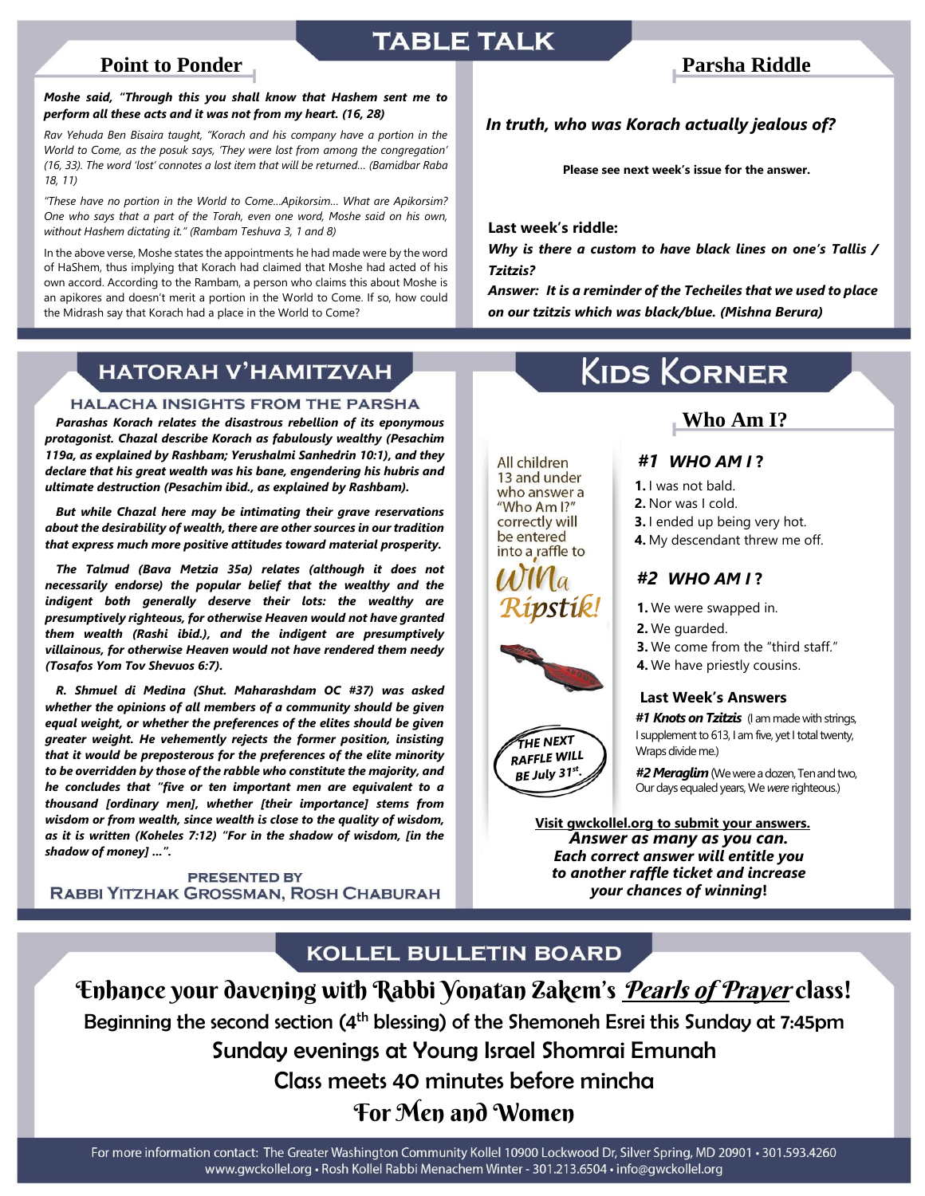# TABLE TALK

## Point to Ponder

***Moshe said, "Through this you shall know that Hashem sent me to perform all these acts and it was not from my heart. (16, 28)***

*Rav Yehuda Ben Bisaira taught, "Korach and his company have a portion in the World to Come, as the posuk says, 'They were lost from among the congregation' (16, 33). The word 'lost' connotes a lost item that will be returned... (Bamidbar Raba 18, 11)*

*"These have no portion in the World to Come...Apikorsim... What are Apikorsim? One who says that a part of the Torah, even one word, Moshe said on his own, without Hashem dictating it." (Rambam Teshuva 3, 1 and 8)*

In the above verse, Moshe states the appointments he had made were by the word of HaShem, thus implying that Korach had claimed that Moshe had acted of his own accord. According to the Rambam, a person who claims this about Moshe is an apikores and doesn't merit a portion in the World to Come. If so, how could the Midrash say that Korach had a place in the World to Come?

## Parsha Riddle

***In truth, who was Korach actually jealous of?***

**Please see next week's issue for the answer.**

**Last week's riddle:**

***Why is there a custom to have black lines on one's Tallis / Tzitzis?***

***Answer: It is a reminder of the Techeiles that we used to place on our tzitzis which was black/blue. (Mishna Berura)***

# HATORAH V'HAMITZVAH

### HALACHA INSIGHTS FROM THE PARSHA

***Parashas Korach relates the disastrous rebellion of its eponymous protagonist. Chazal describe Korach as fabulously wealthy (Pesachim 119a, as explained by Rashbam; Yerushalmi Sanhedrin 10:1), and they declare that his great wealth was his bane, engendering his hubris and ultimate destruction (Pesachim ibid., as explained by Rashbam).***

***But while Chazal here may be intimating their grave reservations about the desirability of wealth, there are other sources in our tradition that express much more positive attitudes toward material prosperity.***

***The Talmud (Bava Metzia 35a) relates (although it does not necessarily endorse) the popular belief that the wealthy and the indigent both generally deserve their lots: the wealthy are presumptively righteous, for otherwise Heaven would not have granted them wealth (Rashi ibid.), and the indigent are presumptively villainous, for otherwise Heaven would not have rendered them needy (Tosafos Yom Tov Shevuos 6:7).***

***R. Shmuel di Medina (Shut. Maharashdam OC #37) was asked whether the opinions of all members of a community should be given equal weight, or whether the preferences of the elites should be given greater weight. He vehemently rejects the former position, insisting that it would be preposterous for the preferences of the elite minority to be overridden by those of the rabble who constitute the majority, and he concludes that "five or ten important men are equivalent to a thousand [ordinary men], whether [their importance] stems from wisdom or from wealth, since wealth is close to the quality of wisdom, as it is written (Koheles 7:12) "For in the shadow of wisdom, [in the shadow of money] ...".***

PRESENTED BY
RABBI YITZHAK GROSSMAN, ROSH CHABURAH

# KIDS KORNER

All children 13 and under who answer a "Who Am I?" correctly will be entered into a raffle to **Win a Ripstik!**

**THE NEXT RAFFLE WILL BE July 31st.**

## Who Am I?

### #1 WHO AM I ?

**1.** I was not bald.
**2.** Nor was I cold.
**3.** I ended up being very hot.
**4.** My descendant threw me off.

### #2 WHO AM I ?

**1.** We were swapped in.
**2.** We guarded.
**3.** We come from the "third staff."
**4.** We have priestly cousins.

### Last Week's Answers

***#1 Knots on Tzitzis*** (I am made with strings, I supplement to 613, I am five, yet I total twenty, Wraps divide me.)

***#2 Meraglim*** (We were a dozen, Ten and two, Our days equaled years, We *were* righteous.)

**Visit gwckollel.org to submit your answers.**
***Answer as many as you can. Each correct answer will entitle you to another raffle ticket and increase your chances of winning!***

# KOLLEL BULLETIN BOARD

**Enhance your davening with Rabbi Yonatan Zakem's *Pearls of Prayer* class!**

Beginning the second section (4th blessing) of the Shemoneh Esrei this Sunday at 7:45pm

Sunday evenings at Young Israel Shomrai Emunah

Class meets 40 minutes before mincha

**For Men and Women**

For more information contact: The Greater Washington Community Kollel 10900 Lockwood Dr, Silver Spring, MD 20901 • 301.593.4260
www.gwckollel.org • Rosh Kollel Rabbi Menachem Winter - 301.213.6504 • info@gwckollel.org